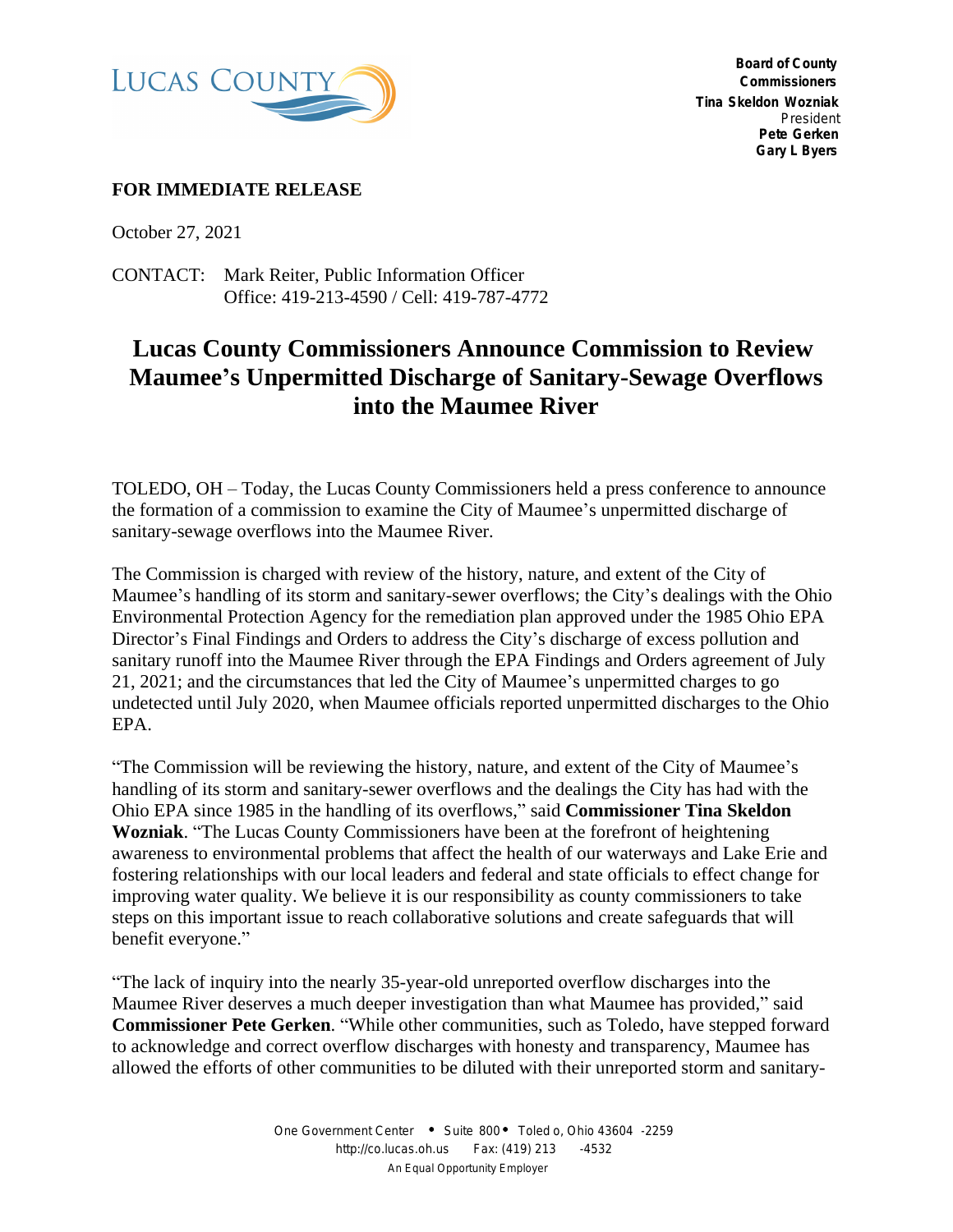LUCAS COUNTY

**Board of County Commissioners**
**Tina Skeldon Wozniak**
President
**Pete Gerken**
**Gary L Byers**

**FOR IMMEDIATE RELEASE**

October 27, 2021

CONTACT: Mark Reiter, Public Information Officer
Office: 419-213-4590 / Cell: 419-787-4772

# Lucas County Commissioners Announce Commission to Review Maumee's Unpermitted Discharge of Sanitary-Sewage Overflows into the Maumee River

TOLEDO, OH – Today, the Lucas County Commissioners held a press conference to announce the formation of a commission to examine the City of Maumee's unpermitted discharge of sanitary-sewage overflows into the Maumee River.

The Commission is charged with review of the history, nature, and extent of the City of Maumee's handling of its storm and sanitary-sewer overflows; the City's dealings with the Ohio Environmental Protection Agency for the remediation plan approved under the 1985 Ohio EPA Director's Final Findings and Orders to address the City's discharge of excess pollution and sanitary runoff into the Maumee River through the EPA Findings and Orders agreement of July 21, 2021; and the circumstances that led the City of Maumee's unpermitted charges to go undetected until July 2020, when Maumee officials reported unpermitted discharges to the Ohio EPA.

"The Commission will be reviewing the history, nature, and extent of the City of Maumee's handling of its storm and sanitary-sewer overflows and the dealings the City has had with the Ohio EPA since 1985 in the handling of its overflows," said **Commissioner Tina Skeldon Wozniak**. "The Lucas County Commissioners have been at the forefront of heightening awareness to environmental problems that affect the health of our waterways and Lake Erie and fostering relationships with our local leaders and federal and state officials to effect change for improving water quality. We believe it is our responsibility as county commissioners to take steps on this important issue to reach collaborative solutions and create safeguards that will benefit everyone."

"The lack of inquiry into the nearly 35-year-old unreported overflow discharges into the Maumee River deserves a much deeper investigation than what Maumee has provided," said **Commissioner Pete Gerken**. "While other communities, such as Toledo, have stepped forward to acknowledge and correct overflow discharges with honesty and transparency, Maumee has allowed the efforts of other communities to be diluted with their unreported storm and sanitary-

One Government Center • Suite 800 • Toledo, Ohio 43604-2259
http://co.lucas.oh.us Fax: (419) 213-4532
An Equal Opportunity Employer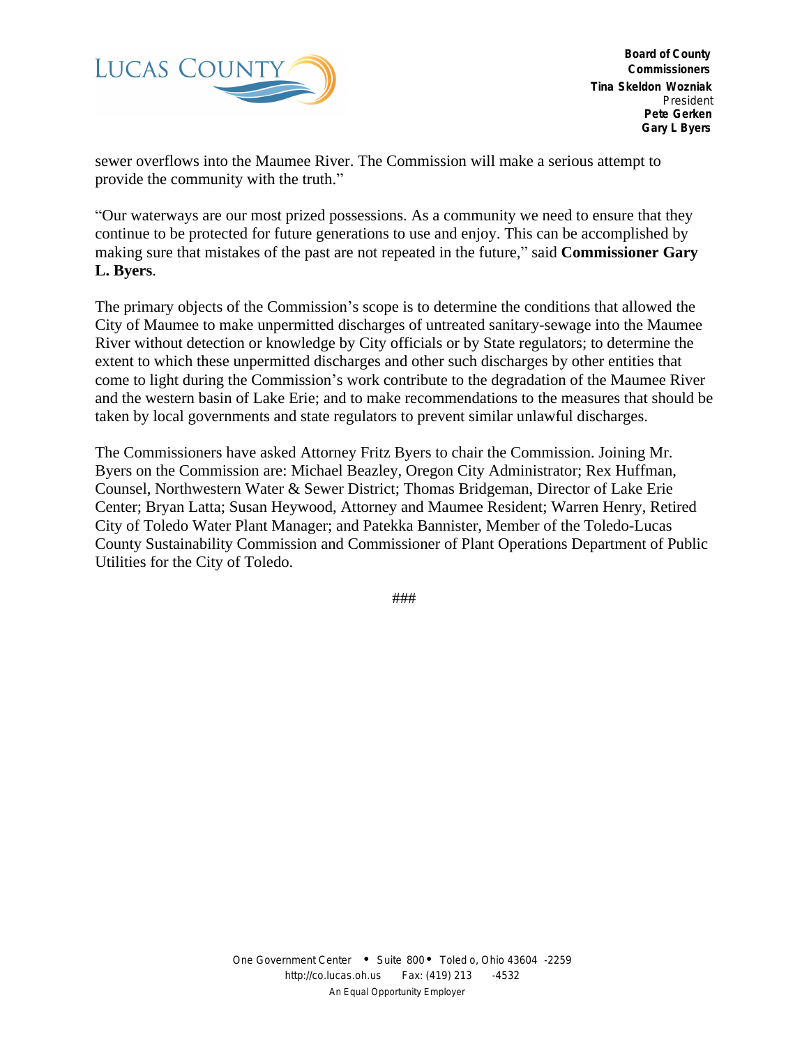sewer overflows into the Maumee River. The Commission will make a serious attempt to provide the community with the truth."

"Our waterways are our most prized possessions. As a community we need to ensure that they continue to be protected for future generations to use and enjoy. This can be accomplished by making sure that mistakes of the past are not repeated in the future," said **Commissioner Gary L. Byers**.

The primary objects of the Commission's scope is to determine the conditions that allowed the City of Maumee to make unpermitted discharges of untreated sanitary-sewage into the Maumee River without detection or knowledge by City officials or by State regulators; to determine the extent to which these unpermitted discharges and other such discharges by other entities that come to light during the Commission's work contribute to the degradation of the Maumee River and the western basin of Lake Erie; and to make recommendations to the measures that should be taken by local governments and state regulators to prevent similar unlawful discharges.

The Commissioners have asked Attorney Fritz Byers to chair the Commission. Joining Mr. Byers on the Commission are: Michael Beazley, Oregon City Administrator; Rex Huffman, Counsel, Northwestern Water & Sewer District; Thomas Bridgeman, Director of Lake Erie Center; Bryan Latta; Susan Heywood, Attorney and Maumee Resident; Warren Henry, Retired City of Toledo Water Plant Manager; and Patekka Bannister, Member of the Toledo-Lucas County Sustainability Commission and Commissioner of Plant Operations Department of Public Utilities for the City of Toledo.

###